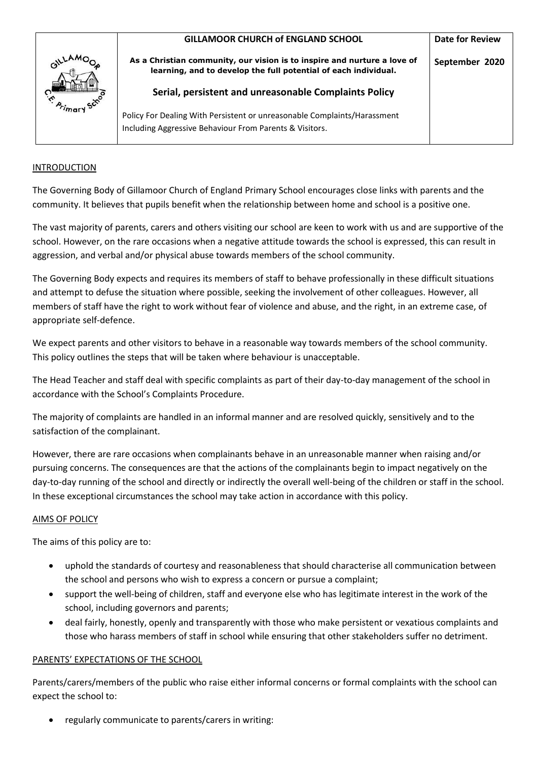| | GILLAMOOR CHURCH of ENGLAND SCHOOL | Date for Review |
|---|---|---|
| | **As a Christian community, our vision is to inspire and nurture a love of learning, and to develop the full potential of each individual.** **Serial, persistent and unreasonable Complaints Policy** Policy For Dealing With Persistent or unreasonable Complaints/Harassment Including Aggressive Behaviour From Parents & Visitors. | **September 2020** |

## INTRODUCTION

The Governing Body of Gillamoor Church of England Primary School encourages close links with parents and the community. It believes that pupils benefit when the relationship between home and school is a positive one.

The vast majority of parents, carers and others visiting our school are keen to work with us and are supportive of the school. However, on the rare occasions when a negative attitude towards the school is expressed, this can result in aggression, and verbal and/or physical abuse towards members of the school community.

The Governing Body expects and requires its members of staff to behave professionally in these difficult situations and attempt to defuse the situation where possible, seeking the involvement of other colleagues. However, all members of staff have the right to work without fear of violence and abuse, and the right, in an extreme case, of appropriate self-defence.

We expect parents and other visitors to behave in a reasonable way towards members of the school community. This policy outlines the steps that will be taken where behaviour is unacceptable.

The Head Teacher and staff deal with specific complaints as part of their day-to-day management of the school in accordance with the School's Complaints Procedure.

The majority of complaints are handled in an informal manner and are resolved quickly, sensitively and to the satisfaction of the complainant.

However, there are rare occasions when complainants behave in an unreasonable manner when raising and/or pursuing concerns. The consequences are that the actions of the complainants begin to impact negatively on the day-to-day running of the school and directly or indirectly the overall well-being of the children or staff in the school. In these exceptional circumstances the school may take action in accordance with this policy.

## AIMS OF POLICY

The aims of this policy are to:

- uphold the standards of courtesy and reasonableness that should characterise all communication between the school and persons who wish to express a concern or pursue a complaint;
- support the well-being of children, staff and everyone else who has legitimate interest in the work of the school, including governors and parents;
- deal fairly, honestly, openly and transparently with those who make persistent or vexatious complaints and those who harass members of staff in school while ensuring that other stakeholders suffer no detriment.

## PARENTS' EXPECTATIONS OF THE SCHOOL

Parents/carers/members of the public who raise either informal concerns or formal complaints with the school can expect the school to:

- regularly communicate to parents/carers in writing: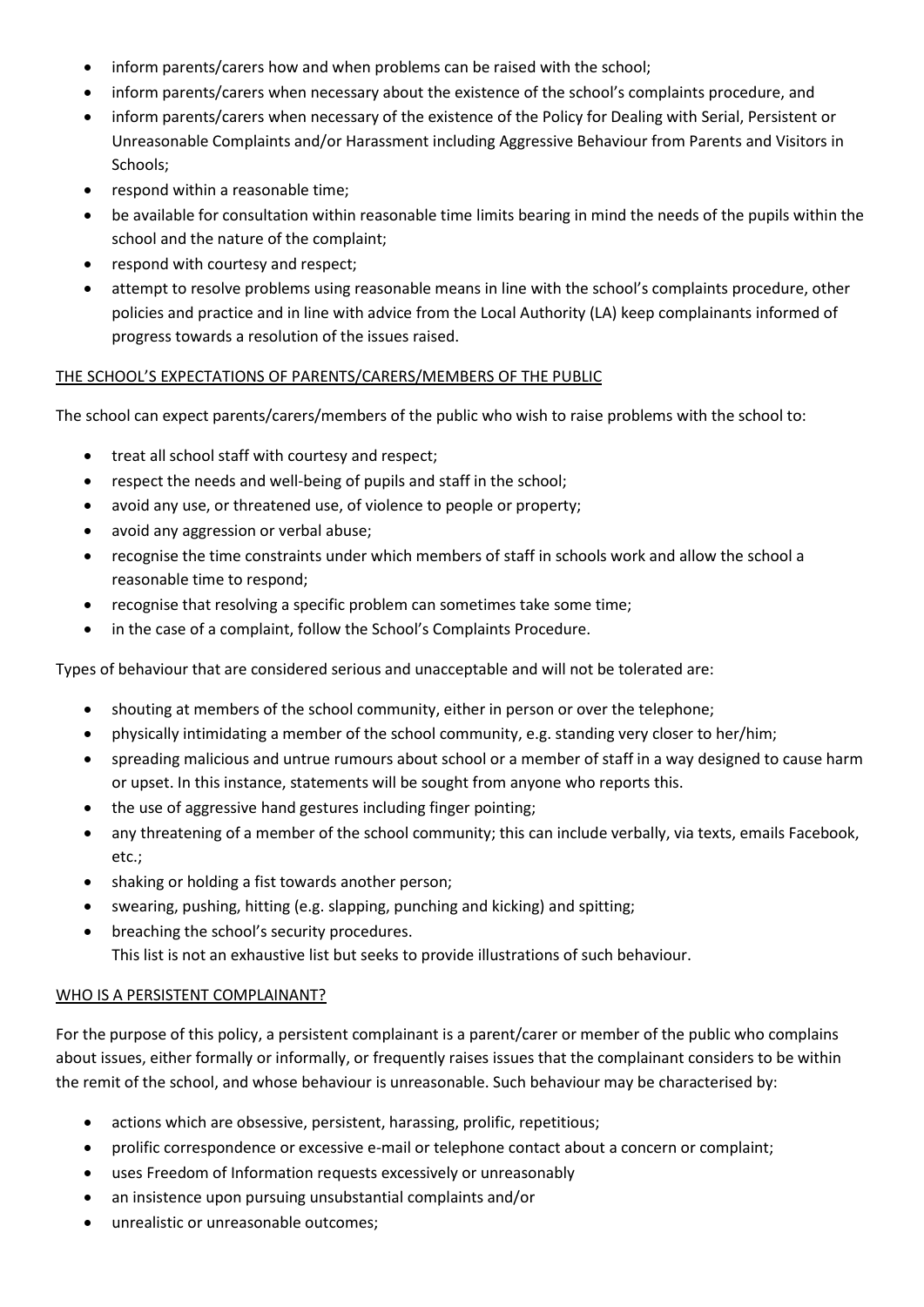- inform parents/carers how and when problems can be raised with the school;
- inform parents/carers when necessary about the existence of the school's complaints procedure, and
- inform parents/carers when necessary of the existence of the Policy for Dealing with Serial, Persistent or Unreasonable Complaints and/or Harassment including Aggressive Behaviour from Parents and Visitors in Schools;
- respond within a reasonable time;
- be available for consultation within reasonable time limits bearing in mind the needs of the pupils within the school and the nature of the complaint;
- respond with courtesy and respect;
- attempt to resolve problems using reasonable means in line with the school's complaints procedure, other policies and practice and in line with advice from the Local Authority (LA) keep complainants informed of progress towards a resolution of the issues raised.

## THE SCHOOL'S EXPECTATIONS OF PARENTS/CARERS/MEMBERS OF THE PUBLIC

The school can expect parents/carers/members of the public who wish to raise problems with the school to:

- treat all school staff with courtesy and respect;
- respect the needs and well-being of pupils and staff in the school;
- avoid any use, or threatened use, of violence to people or property;
- avoid any aggression or verbal abuse;
- recognise the time constraints under which members of staff in schools work and allow the school a reasonable time to respond;
- recognise that resolving a specific problem can sometimes take some time;
- in the case of a complaint, follow the School's Complaints Procedure.

Types of behaviour that are considered serious and unacceptable and will not be tolerated are:

- shouting at members of the school community, either in person or over the telephone;
- physically intimidating a member of the school community, e.g. standing very closer to her/him;
- spreading malicious and untrue rumours about school or a member of staff in a way designed to cause harm or upset. In this instance, statements will be sought from anyone who reports this.
- the use of aggressive hand gestures including finger pointing;
- any threatening of a member of the school community; this can include verbally, via texts, emails Facebook, etc.;
- shaking or holding a fist towards another person;
- swearing, pushing, hitting (e.g. slapping, punching and kicking) and spitting;
- breaching the school's security procedures.
  This list is not an exhaustive list but seeks to provide illustrations of such behaviour.

## WHO IS A PERSISTENT COMPLAINANT?

For the purpose of this policy, a persistent complainant is a parent/carer or member of the public who complains about issues, either formally or informally, or frequently raises issues that the complainant considers to be within the remit of the school, and whose behaviour is unreasonable. Such behaviour may be characterised by:

- actions which are obsessive, persistent, harassing, prolific, repetitious;
- prolific correspondence or excessive e-mail or telephone contact about a concern or complaint;
- uses Freedom of Information requests excessively or unreasonably
- an insistence upon pursuing unsubstantial complaints and/or
- unrealistic or unreasonable outcomes;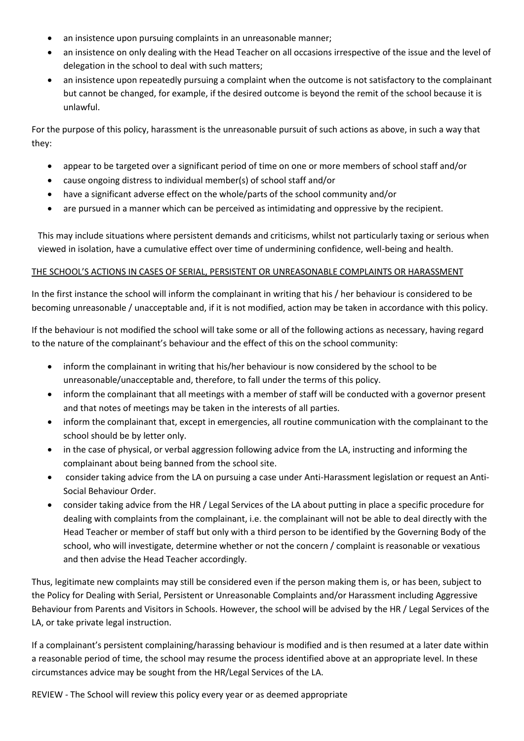- an insistence upon pursuing complaints in an unreasonable manner;
- an insistence on only dealing with the Head Teacher on all occasions irrespective of the issue and the level of delegation in the school to deal with such matters;
- an insistence upon repeatedly pursuing a complaint when the outcome is not satisfactory to the complainant but cannot be changed, for example, if the desired outcome is beyond the remit of the school because it is unlawful.

For the purpose of this policy, harassment is the unreasonable pursuit of such actions as above, in such a way that they:

- appear to be targeted over a significant period of time on one or more members of school staff and/or
- cause ongoing distress to individual member(s) of school staff and/or
- have a significant adverse effect on the whole/parts of the school community and/or
- are pursued in a manner which can be perceived as intimidating and oppressive by the recipient.

This may include situations where persistent demands and criticisms, whilst not particularly taxing or serious when viewed in isolation, have a cumulative effect over time of undermining confidence, well-being and health.

THE SCHOOL'S ACTIONS IN CASES OF SERIAL, PERSISTENT OR UNREASONABLE COMPLAINTS OR HARASSMENT

In the first instance the school will inform the complainant in writing that his / her behaviour is considered to be becoming unreasonable / unacceptable and, if it is not modified, action may be taken in accordance with this policy.

If the behaviour is not modified the school will take some or all of the following actions as necessary, having regard to the nature of the complainant's behaviour and the effect of this on the school community:

- inform the complainant in writing that his/her behaviour is now considered by the school to be unreasonable/unacceptable and, therefore, to fall under the terms of this policy.
- inform the complainant that all meetings with a member of staff will be conducted with a governor present and that notes of meetings may be taken in the interests of all parties.
- inform the complainant that, except in emergencies, all routine communication with the complainant to the school should be by letter only.
- in the case of physical, or verbal aggression following advice from the LA, instructing and informing the complainant about being banned from the school site.
- consider taking advice from the LA on pursuing a case under Anti-Harassment legislation or request an Anti-Social Behaviour Order.
- consider taking advice from the HR / Legal Services of the LA about putting in place a specific procedure for dealing with complaints from the complainant, i.e. the complainant will not be able to deal directly with the Head Teacher or member of staff but only with a third person to be identified by the Governing Body of the school, who will investigate, determine whether or not the concern / complaint is reasonable or vexatious and then advise the Head Teacher accordingly.

Thus, legitimate new complaints may still be considered even if the person making them is, or has been, subject to the Policy for Dealing with Serial, Persistent or Unreasonable Complaints and/or Harassment including Aggressive Behaviour from Parents and Visitors in Schools. However, the school will be advised by the HR / Legal Services of the LA, or take private legal instruction.

If a complainant's persistent complaining/harassing behaviour is modified and is then resumed at a later date within a reasonable period of time, the school may resume the process identified above at an appropriate level. In these circumstances advice may be sought from the HR/Legal Services of the LA.

REVIEW - The School will review this policy every year or as deemed appropriate